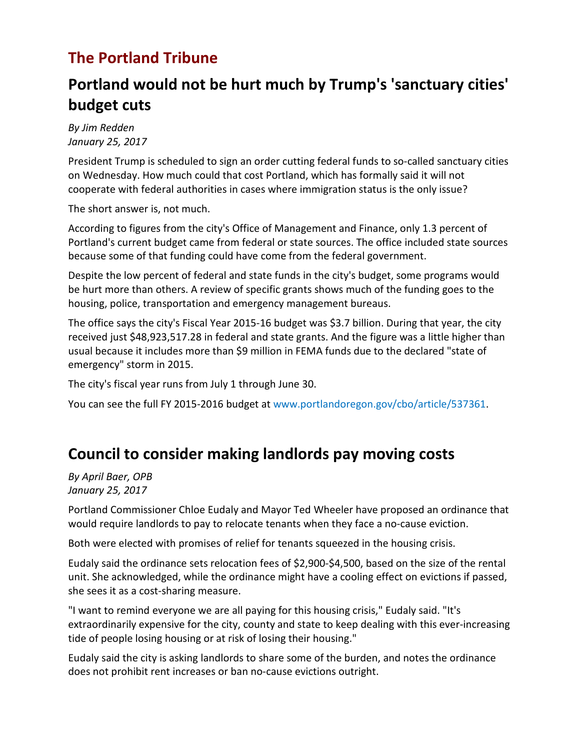# The Portland Tribune

## Portland would not be hurt much by Trump's 'sanctuary cities' budget cuts

*By Jim Redden*
*January 25, 2017*

President Trump is scheduled to sign an order cutting federal funds to so-called sanctuary cities on Wednesday. How much could that cost Portland, which has formally said it will not cooperate with federal authorities in cases where immigration status is the only issue?

The short answer is, not much.

According to figures from the city's Office of Management and Finance, only 1.3 percent of Portland's current budget came from federal or state sources. The office included state sources because some of that funding could have come from the federal government.

Despite the low percent of federal and state funds in the city's budget, some programs would be hurt more than others. A review of specific grants shows much of the funding goes to the housing, police, transportation and emergency management bureaus.

The office says the city's Fiscal Year 2015-16 budget was $3.7 billion. During that year, the city received just $48,923,517.28 in federal and state grants. And the figure was a little higher than usual because it includes more than $9 million in FEMA funds due to the declared "state of emergency" storm in 2015.

The city's fiscal year runs from July 1 through June 30.

You can see the full FY 2015-2016 budget at www.portlandoregon.gov/cbo/article/537361.

## Council to consider making landlords pay moving costs

*By April Baer, OPB*
*January 25, 2017*

Portland Commissioner Chloe Eudaly and Mayor Ted Wheeler have proposed an ordinance that would require landlords to pay to relocate tenants when they face a no-cause eviction.

Both were elected with promises of relief for tenants squeezed in the housing crisis.

Eudaly said the ordinance sets relocation fees of $2,900-$4,500, based on the size of the rental unit. She acknowledged, while the ordinance might have a cooling effect on evictions if passed, she sees it as a cost-sharing measure.

"I want to remind everyone we are all paying for this housing crisis," Eudaly said. "It's extraordinarily expensive for the city, county and state to keep dealing with this ever-increasing tide of people losing housing or at risk of losing their housing."

Eudaly said the city is asking landlords to share some of the burden, and notes the ordinance does not prohibit rent increases or ban no-cause evictions outright.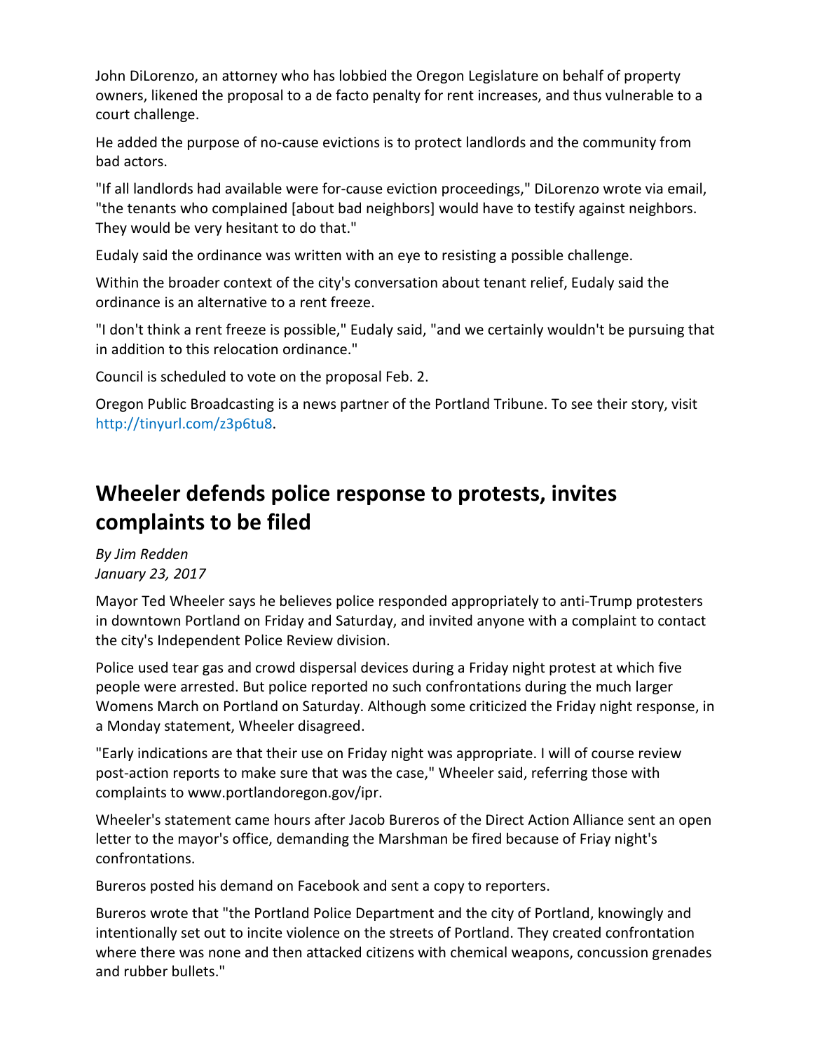John DiLorenzo, an attorney who has lobbied the Oregon Legislature on behalf of property owners, likened the proposal to a de facto penalty for rent increases, and thus vulnerable to a court challenge.

He added the purpose of no-cause evictions is to protect landlords and the community from bad actors.

"If all landlords had available were for-cause eviction proceedings," DiLorenzo wrote via email, "the tenants who complained [about bad neighbors] would have to testify against neighbors. They would be very hesitant to do that."

Eudaly said the ordinance was written with an eye to resisting a possible challenge.

Within the broader context of the city's conversation about tenant relief, Eudaly said the ordinance is an alternative to a rent freeze.

"I don't think a rent freeze is possible," Eudaly said, "and we certainly wouldn't be pursuing that in addition to this relocation ordinance."

Council is scheduled to vote on the proposal Feb. 2.

Oregon Public Broadcasting is a news partner of the Portland Tribune. To see their story, visit http://tinyurl.com/z3p6tu8.

## Wheeler defends police response to protests, invites complaints to be filed

*By Jim Redden*
*January 23, 2017*

Mayor Ted Wheeler says he believes police responded appropriately to anti-Trump protesters in downtown Portland on Friday and Saturday, and invited anyone with a complaint to contact the city's Independent Police Review division.

Police used tear gas and crowd dispersal devices during a Friday night protest at which five people were arrested. But police reported no such confrontations during the much larger Womens March on Portland on Saturday. Although some criticized the Friday night response, in a Monday statement, Wheeler disagreed.

"Early indications are that their use on Friday night was appropriate. I will of course review post-action reports to make sure that was the case," Wheeler said, referring those with complaints to www.portlandoregon.gov/ipr.

Wheeler's statement came hours after Jacob Bureros of the Direct Action Alliance sent an open letter to the mayor's office, demanding the Marshman be fired because of Friay night's confrontations.

Bureros posted his demand on Facebook and sent a copy to reporters.

Bureros wrote that "the Portland Police Department and the city of Portland, knowingly and intentionally set out to incite violence on the streets of Portland. They created confrontation where there was none and then attacked citizens with chemical weapons, concussion grenades and rubber bullets."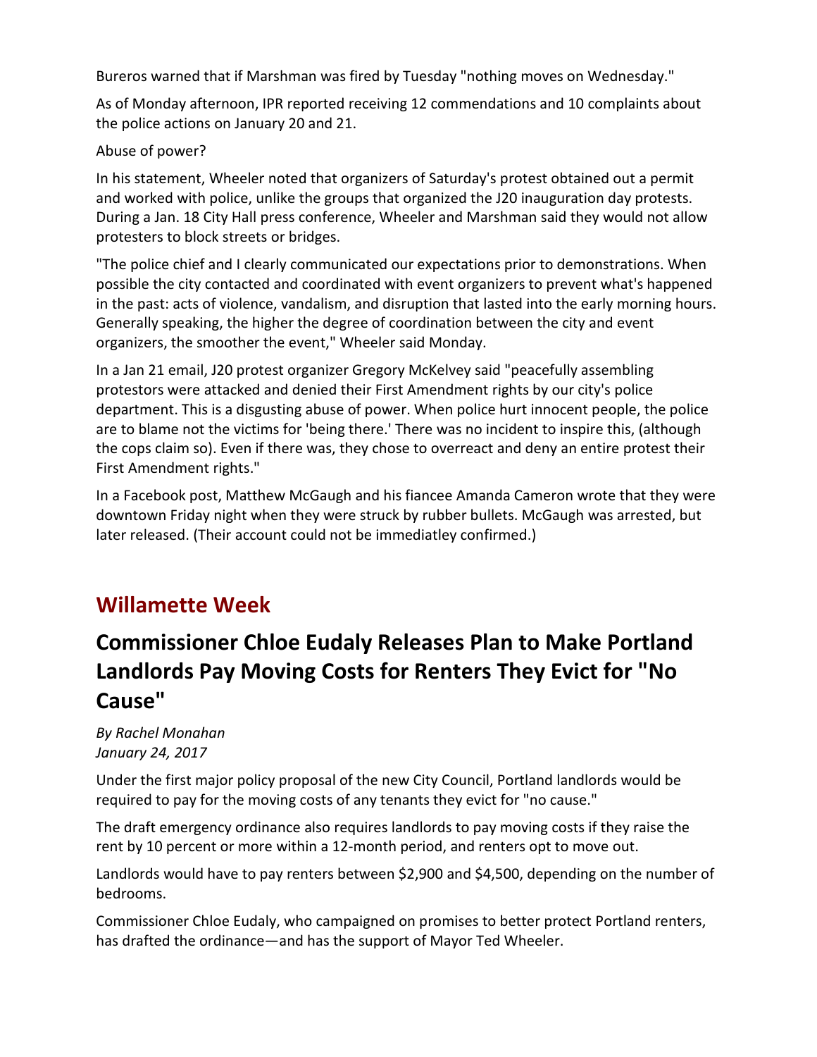Bureros warned that if Marshman was fired by Tuesday "nothing moves on Wednesday."

As of Monday afternoon, IPR reported receiving 12 commendations and 10 complaints about the police actions on January 20 and 21.

Abuse of power?

In his statement, Wheeler noted that organizers of Saturday's protest obtained out a permit and worked with police, unlike the groups that organized the J20 inauguration day protests. During a Jan. 18 City Hall press conference, Wheeler and Marshman said they would not allow protesters to block streets or bridges.

"The police chief and I clearly communicated our expectations prior to demonstrations. When possible the city contacted and coordinated with event organizers to prevent what's happened in the past: acts of violence, vandalism, and disruption that lasted into the early morning hours. Generally speaking, the higher the degree of coordination between the city and event organizers, the smoother the event," Wheeler said Monday.

In a Jan 21 email, J20 protest organizer Gregory McKelvey said "peacefully assembling protestors were attacked and denied their First Amendment rights by our city's police department. This is a disgusting abuse of power. When police hurt innocent people, the police are to blame not the victims for 'being there.' There was no incident to inspire this, (although the cops claim so). Even if there was, they chose to overreact and deny an entire protest their First Amendment rights."

In a Facebook post, Matthew McGaugh and his fiancee Amanda Cameron wrote that they were downtown Friday night when they were struck by rubber bullets. McGaugh was arrested, but later released. (Their account could not be immediatley confirmed.)

## Willamette Week

## Commissioner Chloe Eudaly Releases Plan to Make Portland Landlords Pay Moving Costs for Renters They Evict for "No Cause"

*By Rachel Monahan*
*January 24, 2017*

Under the first major policy proposal of the new City Council, Portland landlords would be required to pay for the moving costs of any tenants they evict for "no cause."

The draft emergency ordinance also requires landlords to pay moving costs if they raise the rent by 10 percent or more within a 12-month period, and renters opt to move out.

Landlords would have to pay renters between $2,900 and $4,500, depending on the number of bedrooms.

Commissioner Chloe Eudaly, who campaigned on promises to better protect Portland renters, has drafted the ordinance—and has the support of Mayor Ted Wheeler.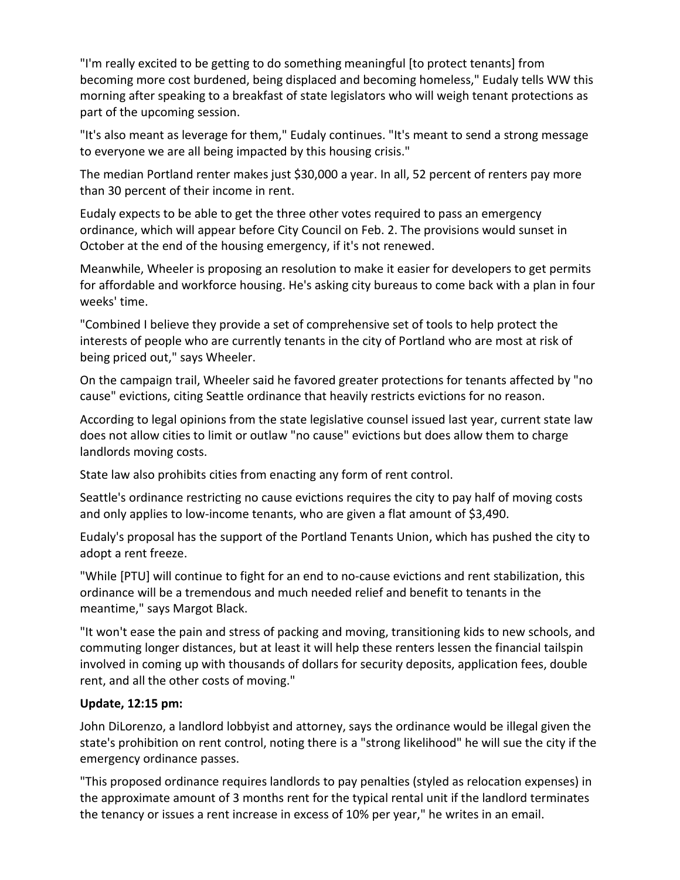"I'm really excited to be getting to do something meaningful [to protect tenants] from becoming more cost burdened, being displaced and becoming homeless," Eudaly tells WW this morning after speaking to a breakfast of state legislators who will weigh tenant protections as part of the upcoming session.

"It's also meant as leverage for them," Eudaly continues. "It's meant to send a strong message to everyone we are all being impacted by this housing crisis."

The median Portland renter makes just $30,000 a year. In all, 52 percent of renters pay more than 30 percent of their income in rent.

Eudaly expects to be able to get the three other votes required to pass an emergency ordinance, which will appear before City Council on Feb. 2. The provisions would sunset in October at the end of the housing emergency, if it's not renewed.

Meanwhile, Wheeler is proposing an resolution to make it easier for developers to get permits for affordable and workforce housing. He's asking city bureaus to come back with a plan in four weeks' time.

"Combined I believe they provide a set of comprehensive set of tools to help protect the interests of people who are currently tenants in the city of Portland who are most at risk of being priced out," says Wheeler.

On the campaign trail, Wheeler said he favored greater protections for tenants affected by "no cause" evictions, citing Seattle ordinance that heavily restricts evictions for no reason.

According to legal opinions from the state legislative counsel issued last year, current state law does not allow cities to limit or outlaw "no cause" evictions but does allow them to charge landlords moving costs.

State law also prohibits cities from enacting any form of rent control.

Seattle's ordinance restricting no cause evictions requires the city to pay half of moving costs and only applies to low-income tenants, who are given a flat amount of $3,490.

Eudaly's proposal has the support of the Portland Tenants Union, which has pushed the city to adopt a rent freeze.

"While [PTU] will continue to fight for an end to no-cause evictions and rent stabilization, this ordinance will be a tremendous and much needed relief and benefit to tenants in the meantime," says Margot Black.

"It won't ease the pain and stress of packing and moving, transitioning kids to new schools, and commuting longer distances, but at least it will help these renters lessen the financial tailspin involved in coming up with thousands of dollars for security deposits, application fees, double rent, and all the other costs of moving."

**Update, 12:15 pm:**

John DiLorenzo, a landlord lobbyist and attorney, says the ordinance would be illegal given the state's prohibition on rent control, noting there is a "strong likelihood" he will sue the city if the emergency ordinance passes.

"This proposed ordinance requires landlords to pay penalties (styled as relocation expenses) in the approximate amount of 3 months rent for the typical rental unit if the landlord terminates the tenancy or issues a rent increase in excess of 10% per year," he writes in an email.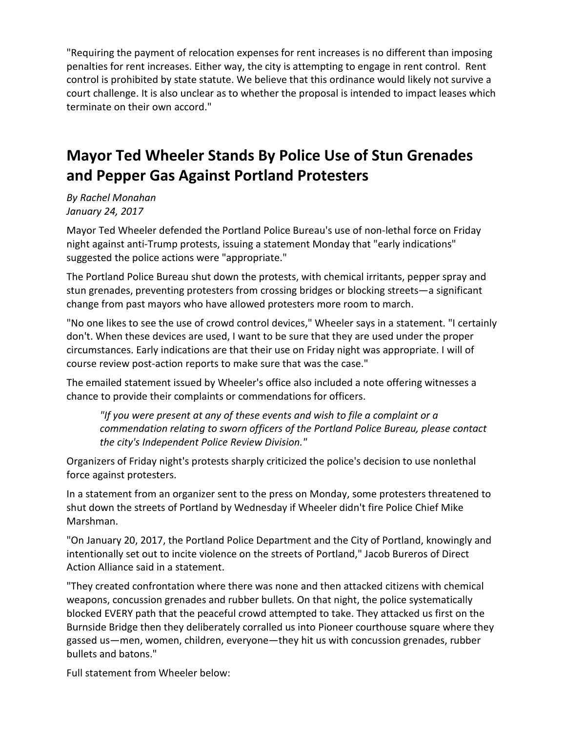"Requiring the payment of relocation expenses for rent increases is no different than imposing penalties for rent increases. Either way, the city is attempting to engage in rent control. Rent control is prohibited by state statute. We believe that this ordinance would likely not survive a court challenge. It is also unclear as to whether the proposal is intended to impact leases which terminate on their own accord."

## Mayor Ted Wheeler Stands By Police Use of Stun Grenades and Pepper Gas Against Portland Protesters

*By Rachel Monahan*
*January 24, 2017*

Mayor Ted Wheeler defended the Portland Police Bureau's use of non-lethal force on Friday night against anti-Trump protests, issuing a statement Monday that "early indications" suggested the police actions were "appropriate."

The Portland Police Bureau shut down the protests, with chemical irritants, pepper spray and stun grenades, preventing protesters from crossing bridges or blocking streets—a significant change from past mayors who have allowed protesters more room to march.

"No one likes to see the use of crowd control devices," Wheeler says in a statement. "I certainly don't. When these devices are used, I want to be sure that they are used under the proper circumstances. Early indications are that their use on Friday night was appropriate. I will of course review post-action reports to make sure that was the case."

The emailed statement issued by Wheeler's office also included a note offering witnesses a chance to provide their complaints or commendations for officers.

> *"If you were present at any of these events and wish to file a complaint or a commendation relating to sworn officers of the Portland Police Bureau, please contact the city's Independent Police Review Division."*

Organizers of Friday night's protests sharply criticized the police's decision to use nonlethal force against protesters.

In a statement from an organizer sent to the press on Monday, some protesters threatened to shut down the streets of Portland by Wednesday if Wheeler didn't fire Police Chief Mike Marshman.

"On January 20, 2017, the Portland Police Department and the City of Portland, knowingly and intentionally set out to incite violence on the streets of Portland," Jacob Bureros of Direct Action Alliance said in a statement.

"They created confrontation where there was none and then attacked citizens with chemical weapons, concussion grenades and rubber bullets. On that night, the police systematically blocked EVERY path that the peaceful crowd attempted to take. They attacked us first on the Burnside Bridge then they deliberately corralled us into Pioneer courthouse square where they gassed us—men, women, children, everyone—they hit us with concussion grenades, rubber bullets and batons."

Full statement from Wheeler below: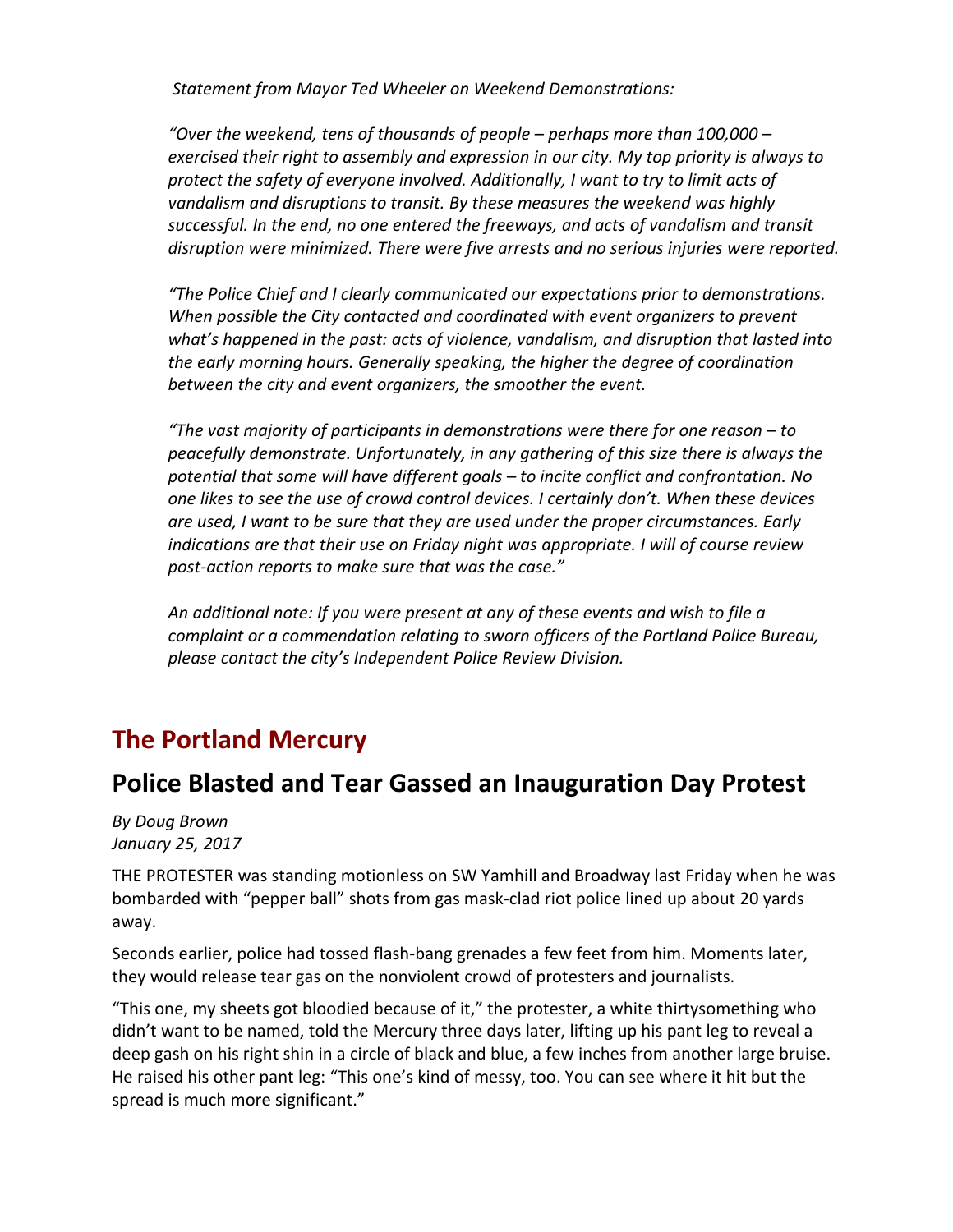*Statement from Mayor Ted Wheeler on Weekend Demonstrations:*

*"Over the weekend, tens of thousands of people – perhaps more than 100,000 – exercised their right to assembly and expression in our city. My top priority is always to protect the safety of everyone involved. Additionally, I want to try to limit acts of vandalism and disruptions to transit. By these measures the weekend was highly successful. In the end, no one entered the freeways, and acts of vandalism and transit disruption were minimized. There were five arrests and no serious injuries were reported.*

*"The Police Chief and I clearly communicated our expectations prior to demonstrations. When possible the City contacted and coordinated with event organizers to prevent what's happened in the past: acts of violence, vandalism, and disruption that lasted into the early morning hours. Generally speaking, the higher the degree of coordination between the city and event organizers, the smoother the event.*

*"The vast majority of participants in demonstrations were there for one reason – to peacefully demonstrate. Unfortunately, in any gathering of this size there is always the potential that some will have different goals – to incite conflict and confrontation. No one likes to see the use of crowd control devices. I certainly don't. When these devices are used, I want to be sure that they are used under the proper circumstances. Early indications are that their use on Friday night was appropriate. I will of course review post-action reports to make sure that was the case."*

*An additional note: If you were present at any of these events and wish to file a complaint or a commendation relating to sworn officers of the Portland Police Bureau, please contact the city's Independent Police Review Division.*

## The Portland Mercury

## Police Blasted and Tear Gassed an Inauguration Day Protest

*By Doug Brown*
*January 25, 2017*

THE PROTESTER was standing motionless on SW Yamhill and Broadway last Friday when he was bombarded with "pepper ball" shots from gas mask-clad riot police lined up about 20 yards away.

Seconds earlier, police had tossed flash-bang grenades a few feet from him. Moments later, they would release tear gas on the nonviolent crowd of protesters and journalists.

"This one, my sheets got bloodied because of it," the protester, a white thirtysomething who didn't want to be named, told the Mercury three days later, lifting up his pant leg to reveal a deep gash on his right shin in a circle of black and blue, a few inches from another large bruise. He raised his other pant leg: "This one's kind of messy, too. You can see where it hit but the spread is much more significant."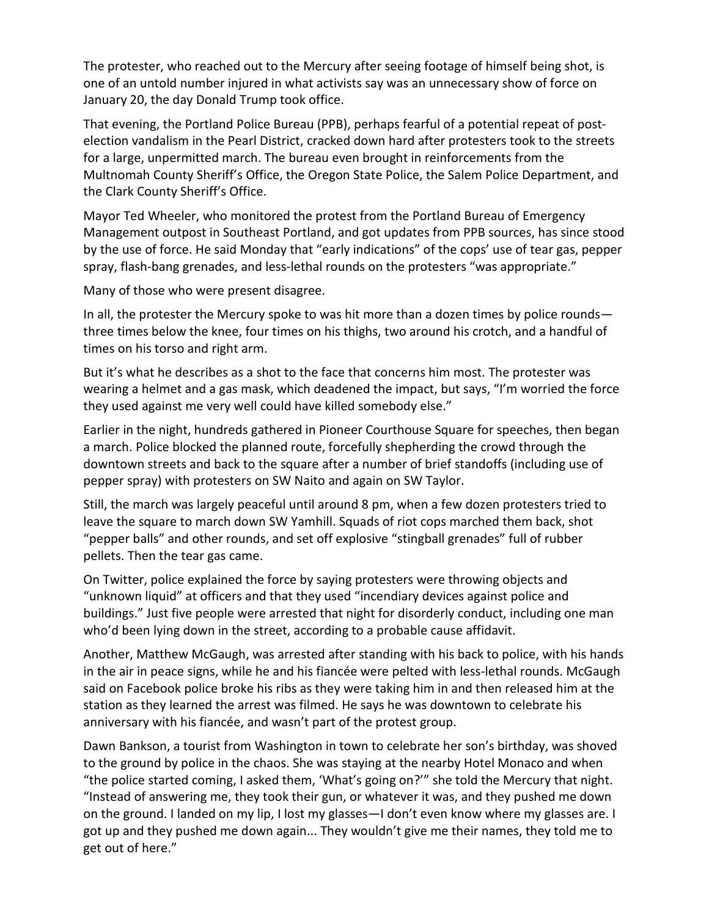The protester, who reached out to the Mercury after seeing footage of himself being shot, is one of an untold number injured in what activists say was an unnecessary show of force on January 20, the day Donald Trump took office.

That evening, the Portland Police Bureau (PPB), perhaps fearful of a potential repeat of post-election vandalism in the Pearl District, cracked down hard after protesters took to the streets for a large, unpermitted march. The bureau even brought in reinforcements from the Multnomah County Sheriff's Office, the Oregon State Police, the Salem Police Department, and the Clark County Sheriff's Office.

Mayor Ted Wheeler, who monitored the protest from the Portland Bureau of Emergency Management outpost in Southeast Portland, and got updates from PPB sources, has since stood by the use of force. He said Monday that "early indications" of the cops' use of tear gas, pepper spray, flash-bang grenades, and less-lethal rounds on the protesters "was appropriate."

Many of those who were present disagree.

In all, the protester the Mercury spoke to was hit more than a dozen times by police rounds—three times below the knee, four times on his thighs, two around his crotch, and a handful of times on his torso and right arm.

But it's what he describes as a shot to the face that concerns him most. The protester was wearing a helmet and a gas mask, which deadened the impact, but says, "I'm worried the force they used against me very well could have killed somebody else."

Earlier in the night, hundreds gathered in Pioneer Courthouse Square for speeches, then began a march. Police blocked the planned route, forcefully shepherding the crowd through the downtown streets and back to the square after a number of brief standoffs (including use of pepper spray) with protesters on SW Naito and again on SW Taylor.

Still, the march was largely peaceful until around 8 pm, when a few dozen protesters tried to leave the square to march down SW Yamhill. Squads of riot cops marched them back, shot "pepper balls" and other rounds, and set off explosive "stingball grenades" full of rubber pellets. Then the tear gas came.

On Twitter, police explained the force by saying protesters were throwing objects and "unknown liquid" at officers and that they used "incendiary devices against police and buildings." Just five people were arrested that night for disorderly conduct, including one man who'd been lying down in the street, according to a probable cause affidavit.

Another, Matthew McGaugh, was arrested after standing with his back to police, with his hands in the air in peace signs, while he and his fiancée were pelted with less-lethal rounds. McGaugh said on Facebook police broke his ribs as they were taking him in and then released him at the station as they learned the arrest was filmed. He says he was downtown to celebrate his anniversary with his fiancée, and wasn't part of the protest group.

Dawn Bankson, a tourist from Washington in town to celebrate her son's birthday, was shoved to the ground by police in the chaos. She was staying at the nearby Hotel Monaco and when "the police started coming, I asked them, 'What's going on?'" she told the Mercury that night. "Instead of answering me, they took their gun, or whatever it was, and they pushed me down on the ground. I landed on my lip, I lost my glasses—I don't even know where my glasses are. I got up and they pushed me down again... They wouldn't give me their names, they told me to get out of here."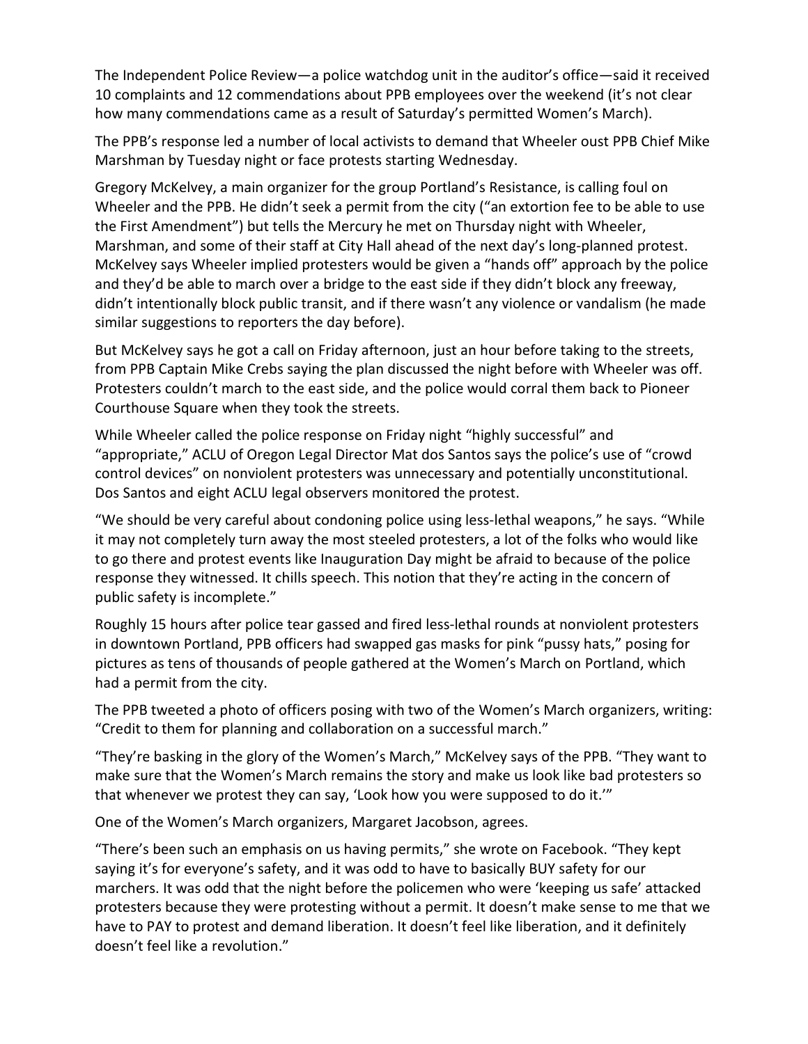The Independent Police Review—a police watchdog unit in the auditor's office—said it received 10 complaints and 12 commendations about PPB employees over the weekend (it's not clear how many commendations came as a result of Saturday's permitted Women's March).

The PPB's response led a number of local activists to demand that Wheeler oust PPB Chief Mike Marshman by Tuesday night or face protests starting Wednesday.

Gregory McKelvey, a main organizer for the group Portland's Resistance, is calling foul on Wheeler and the PPB. He didn't seek a permit from the city ("an extortion fee to be able to use the First Amendment") but tells the Mercury he met on Thursday night with Wheeler, Marshman, and some of their staff at City Hall ahead of the next day's long-planned protest. McKelvey says Wheeler implied protesters would be given a "hands off" approach by the police and they'd be able to march over a bridge to the east side if they didn't block any freeway, didn't intentionally block public transit, and if there wasn't any violence or vandalism (he made similar suggestions to reporters the day before).

But McKelvey says he got a call on Friday afternoon, just an hour before taking to the streets, from PPB Captain Mike Crebs saying the plan discussed the night before with Wheeler was off. Protesters couldn't march to the east side, and the police would corral them back to Pioneer Courthouse Square when they took the streets.

While Wheeler called the police response on Friday night "highly successful" and "appropriate," ACLU of Oregon Legal Director Mat dos Santos says the police's use of "crowd control devices" on nonviolent protesters was unnecessary and potentially unconstitutional. Dos Santos and eight ACLU legal observers monitored the protest.

"We should be very careful about condoning police using less-lethal weapons," he says. "While it may not completely turn away the most steeled protesters, a lot of the folks who would like to go there and protest events like Inauguration Day might be afraid to because of the police response they witnessed. It chills speech. This notion that they're acting in the concern of public safety is incomplete."

Roughly 15 hours after police tear gassed and fired less-lethal rounds at nonviolent protesters in downtown Portland, PPB officers had swapped gas masks for pink "pussy hats," posing for pictures as tens of thousands of people gathered at the Women's March on Portland, which had a permit from the city.

The PPB tweeted a photo of officers posing with two of the Women's March organizers, writing: "Credit to them for planning and collaboration on a successful march."

"They're basking in the glory of the Women's March," McKelvey says of the PPB. "They want to make sure that the Women's March remains the story and make us look like bad protesters so that whenever we protest they can say, 'Look how you were supposed to do it.'"

One of the Women's March organizers, Margaret Jacobson, agrees.

"There's been such an emphasis on us having permits," she wrote on Facebook. "They kept saying it's for everyone's safety, and it was odd to have to basically BUY safety for our marchers. It was odd that the night before the policemen who were 'keeping us safe' attacked protesters because they were protesting without a permit. It doesn't make sense to me that we have to PAY to protest and demand liberation. It doesn't feel like liberation, and it definitely doesn't feel like a revolution."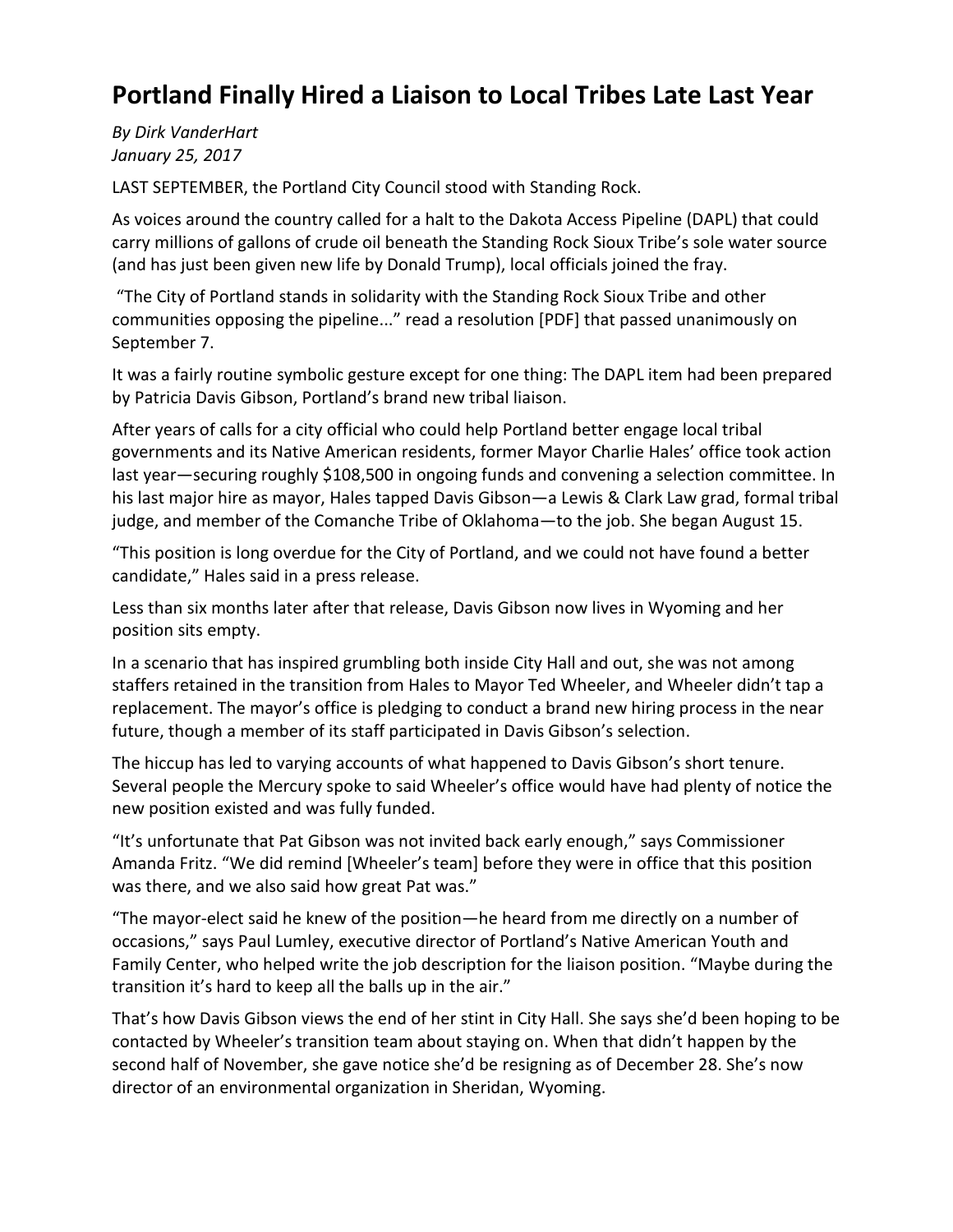# Portland Finally Hired a Liaison to Local Tribes Late Last Year

*By Dirk VanderHart*
*January 25, 2017*

LAST SEPTEMBER, the Portland City Council stood with Standing Rock.

As voices around the country called for a halt to the Dakota Access Pipeline (DAPL) that could carry millions of gallons of crude oil beneath the Standing Rock Sioux Tribe's sole water source (and has just been given new life by Donald Trump), local officials joined the fray.

"The City of Portland stands in solidarity with the Standing Rock Sioux Tribe and other communities opposing the pipeline..." read a resolution [PDF] that passed unanimously on September 7.

It was a fairly routine symbolic gesture except for one thing: The DAPL item had been prepared by Patricia Davis Gibson, Portland's brand new tribal liaison.

After years of calls for a city official who could help Portland better engage local tribal governments and its Native American residents, former Mayor Charlie Hales' office took action last year—securing roughly $108,500 in ongoing funds and convening a selection committee. In his last major hire as mayor, Hales tapped Davis Gibson—a Lewis & Clark Law grad, formal tribal judge, and member of the Comanche Tribe of Oklahoma—to the job. She began August 15.

"This position is long overdue for the City of Portland, and we could not have found a better candidate," Hales said in a press release.

Less than six months later after that release, Davis Gibson now lives in Wyoming and her position sits empty.

In a scenario that has inspired grumbling both inside City Hall and out, she was not among staffers retained in the transition from Hales to Mayor Ted Wheeler, and Wheeler didn't tap a replacement. The mayor's office is pledging to conduct a brand new hiring process in the near future, though a member of its staff participated in Davis Gibson's selection.

The hiccup has led to varying accounts of what happened to Davis Gibson's short tenure. Several people the Mercury spoke to said Wheeler's office would have had plenty of notice the new position existed and was fully funded.

"It's unfortunate that Pat Gibson was not invited back early enough," says Commissioner Amanda Fritz. "We did remind [Wheeler's team] before they were in office that this position was there, and we also said how great Pat was."

"The mayor-elect said he knew of the position—he heard from me directly on a number of occasions," says Paul Lumley, executive director of Portland's Native American Youth and Family Center, who helped write the job description for the liaison position. "Maybe during the transition it's hard to keep all the balls up in the air."

That's how Davis Gibson views the end of her stint in City Hall. She says she'd been hoping to be contacted by Wheeler's transition team about staying on. When that didn't happen by the second half of November, she gave notice she'd be resigning as of December 28. She's now director of an environmental organization in Sheridan, Wyoming.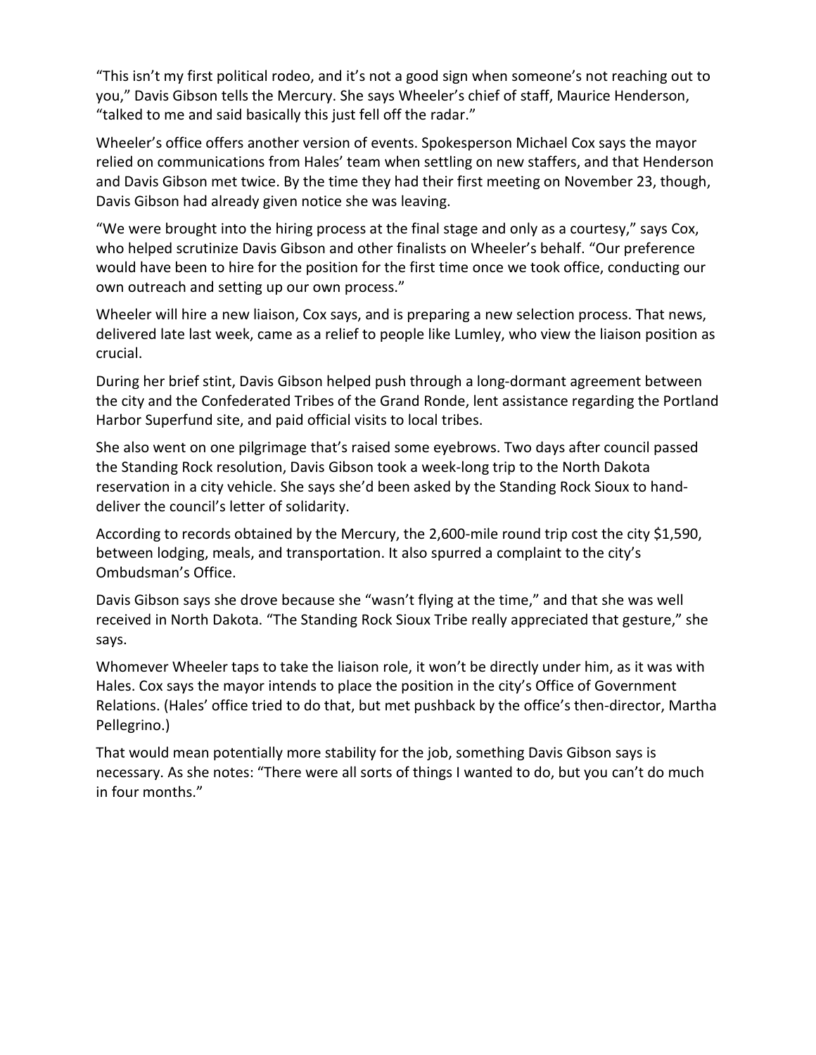"This isn't my first political rodeo, and it's not a good sign when someone's not reaching out to you," Davis Gibson tells the Mercury. She says Wheeler's chief of staff, Maurice Henderson, "talked to me and said basically this just fell off the radar."

Wheeler's office offers another version of events. Spokesperson Michael Cox says the mayor relied on communications from Hales' team when settling on new staffers, and that Henderson and Davis Gibson met twice. By the time they had their first meeting on November 23, though, Davis Gibson had already given notice she was leaving.

"We were brought into the hiring process at the final stage and only as a courtesy," says Cox, who helped scrutinize Davis Gibson and other finalists on Wheeler's behalf. "Our preference would have been to hire for the position for the first time once we took office, conducting our own outreach and setting up our own process."

Wheeler will hire a new liaison, Cox says, and is preparing a new selection process. That news, delivered late last week, came as a relief to people like Lumley, who view the liaison position as crucial.

During her brief stint, Davis Gibson helped push through a long-dormant agreement between the city and the Confederated Tribes of the Grand Ronde, lent assistance regarding the Portland Harbor Superfund site, and paid official visits to local tribes.

She also went on one pilgrimage that's raised some eyebrows. Two days after council passed the Standing Rock resolution, Davis Gibson took a week-long trip to the North Dakota reservation in a city vehicle. She says she'd been asked by the Standing Rock Sioux to hand-deliver the council's letter of solidarity.

According to records obtained by the Mercury, the 2,600-mile round trip cost the city $1,590, between lodging, meals, and transportation. It also spurred a complaint to the city's Ombudsman's Office.

Davis Gibson says she drove because she "wasn't flying at the time," and that she was well received in North Dakota. "The Standing Rock Sioux Tribe really appreciated that gesture," she says.

Whomever Wheeler taps to take the liaison role, it won't be directly under him, as it was with Hales. Cox says the mayor intends to place the position in the city's Office of Government Relations. (Hales' office tried to do that, but met pushback by the office's then-director, Martha Pellegrino.)

That would mean potentially more stability for the job, something Davis Gibson says is necessary. As she notes: "There were all sorts of things I wanted to do, but you can't do much in four months."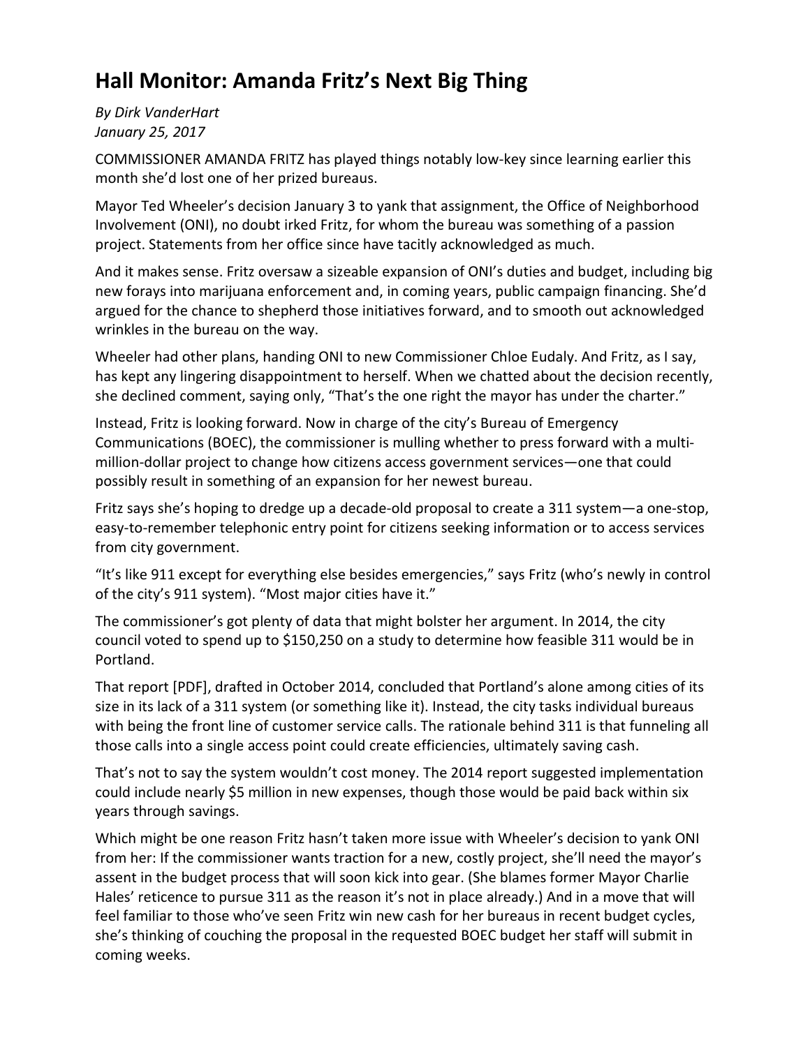# Hall Monitor: Amanda Fritz's Next Big Thing

*By Dirk VanderHart*
*January 25, 2017*

COMMISSIONER AMANDA FRITZ has played things notably low-key since learning earlier this month she'd lost one of her prized bureaus.

Mayor Ted Wheeler's decision January 3 to yank that assignment, the Office of Neighborhood Involvement (ONI), no doubt irked Fritz, for whom the bureau was something of a passion project. Statements from her office since have tacitly acknowledged as much.

And it makes sense. Fritz oversaw a sizeable expansion of ONI's duties and budget, including big new forays into marijuana enforcement and, in coming years, public campaign financing. She'd argued for the chance to shepherd those initiatives forward, and to smooth out acknowledged wrinkles in the bureau on the way.

Wheeler had other plans, handing ONI to new Commissioner Chloe Eudaly. And Fritz, as I say, has kept any lingering disappointment to herself. When we chatted about the decision recently, she declined comment, saying only, "That's the one right the mayor has under the charter."

Instead, Fritz is looking forward. Now in charge of the city's Bureau of Emergency Communications (BOEC), the commissioner is mulling whether to press forward with a multi-million-dollar project to change how citizens access government services—one that could possibly result in something of an expansion for her newest bureau.

Fritz says she's hoping to dredge up a decade-old proposal to create a 311 system—a one-stop, easy-to-remember telephonic entry point for citizens seeking information or to access services from city government.

"It's like 911 except for everything else besides emergencies," says Fritz (who's newly in control of the city's 911 system). "Most major cities have it."

The commissioner's got plenty of data that might bolster her argument. In 2014, the city council voted to spend up to $150,250 on a study to determine how feasible 311 would be in Portland.

That report [PDF], drafted in October 2014, concluded that Portland's alone among cities of its size in its lack of a 311 system (or something like it). Instead, the city tasks individual bureaus with being the front line of customer service calls. The rationale behind 311 is that funneling all those calls into a single access point could create efficiencies, ultimately saving cash.

That's not to say the system wouldn't cost money. The 2014 report suggested implementation could include nearly $5 million in new expenses, though those would be paid back within six years through savings.

Which might be one reason Fritz hasn't taken more issue with Wheeler's decision to yank ONI from her: If the commissioner wants traction for a new, costly project, she'll need the mayor's assent in the budget process that will soon kick into gear. (She blames former Mayor Charlie Hales' reticence to pursue 311 as the reason it's not in place already.) And in a move that will feel familiar to those who've seen Fritz win new cash for her bureaus in recent budget cycles, she's thinking of couching the proposal in the requested BOEC budget her staff will submit in coming weeks.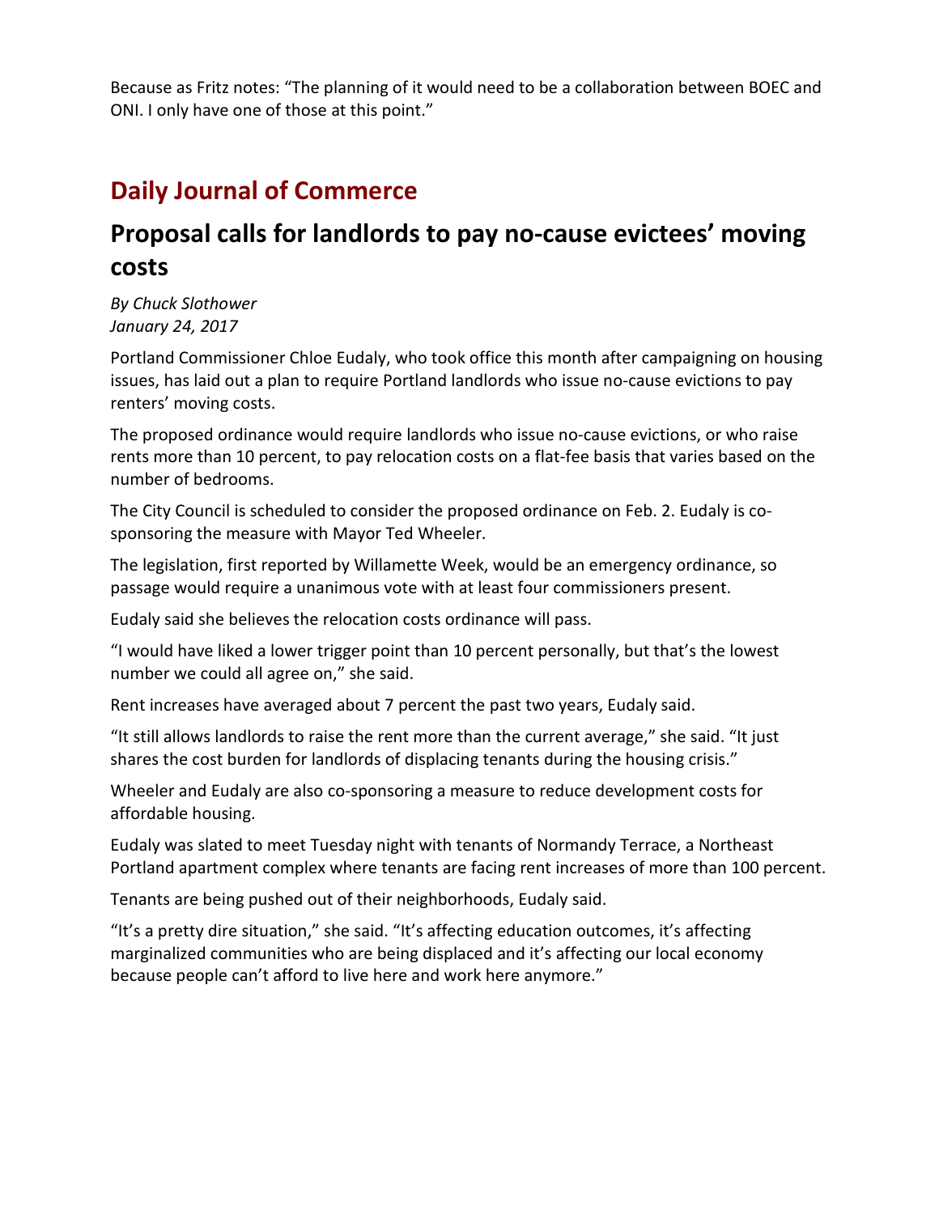Because as Fritz notes: "The planning of it would need to be a collaboration between BOEC and ONI. I only have one of those at this point."

## Daily Journal of Commerce

# Proposal calls for landlords to pay no-cause evictees' moving costs

*By Chuck Slothower*
*January 24, 2017*

Portland Commissioner Chloe Eudaly, who took office this month after campaigning on housing issues, has laid out a plan to require Portland landlords who issue no-cause evictions to pay renters' moving costs.

The proposed ordinance would require landlords who issue no-cause evictions, or who raise rents more than 10 percent, to pay relocation costs on a flat-fee basis that varies based on the number of bedrooms.

The City Council is scheduled to consider the proposed ordinance on Feb. 2. Eudaly is co-sponsoring the measure with Mayor Ted Wheeler.

The legislation, first reported by Willamette Week, would be an emergency ordinance, so passage would require a unanimous vote with at least four commissioners present.

Eudaly said she believes the relocation costs ordinance will pass.

"I would have liked a lower trigger point than 10 percent personally, but that's the lowest number we could all agree on," she said.

Rent increases have averaged about 7 percent the past two years, Eudaly said.

"It still allows landlords to raise the rent more than the current average," she said. "It just shares the cost burden for landlords of displacing tenants during the housing crisis."

Wheeler and Eudaly are also co-sponsoring a measure to reduce development costs for affordable housing.

Eudaly was slated to meet Tuesday night with tenants of Normandy Terrace, a Northeast Portland apartment complex where tenants are facing rent increases of more than 100 percent.

Tenants are being pushed out of their neighborhoods, Eudaly said.

"It's a pretty dire situation," she said. "It's affecting education outcomes, it's affecting marginalized communities who are being displaced and it's affecting our local economy because people can't afford to live here and work here anymore."